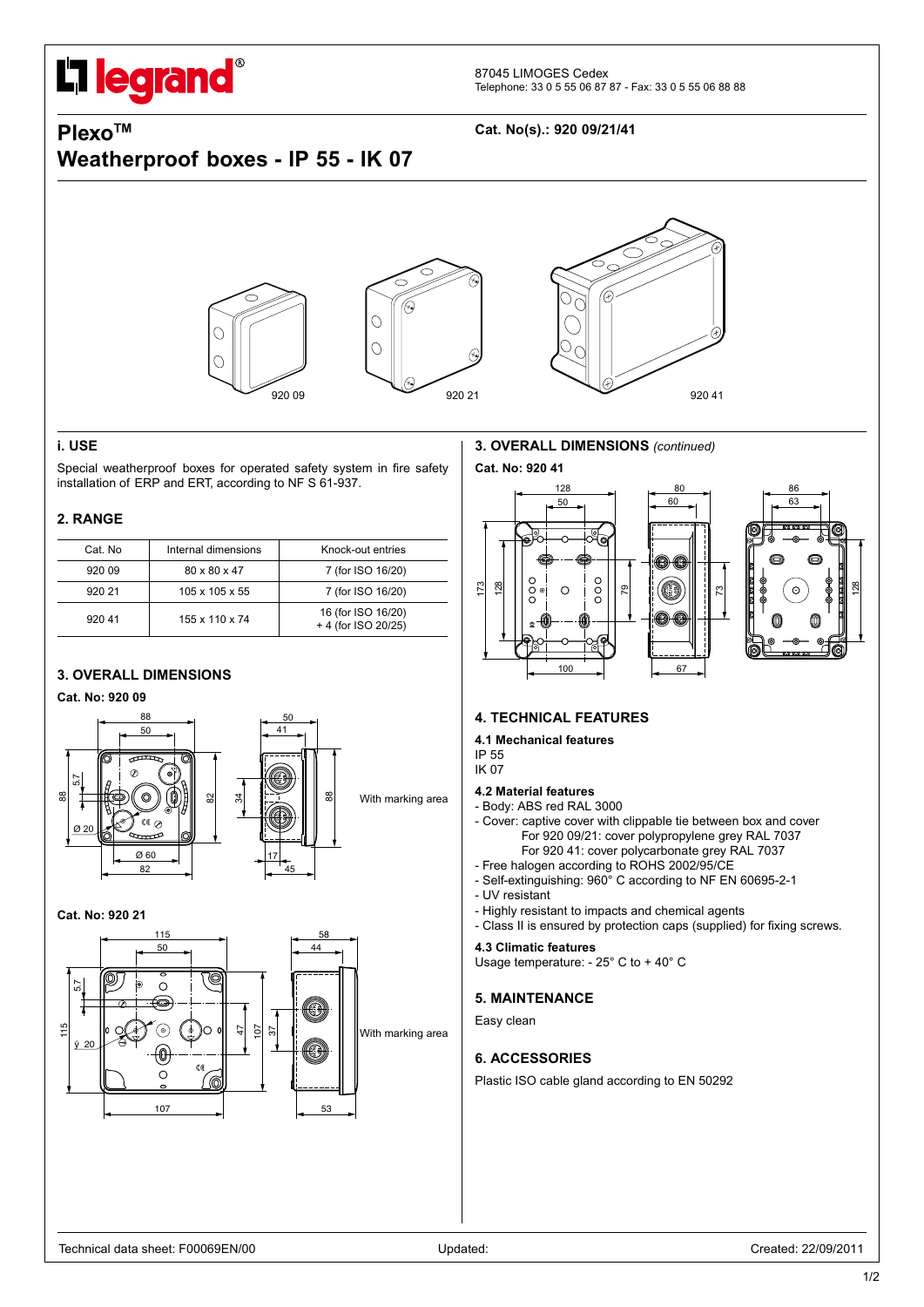87045 LIMOGES Cedex
Telephone: 33 0 5 55 06 87 87 - Fax: 33 0 5 55 06 88 88

# Plexo™
# Weatherproof boxes - IP 55 - IK 07

**Cat. No(s).: 920 09/21/41**

920 09 920 21 920 41

## i. USE

Special weatherproof boxes for operated safety system in fire safety installation of ERP and ERT, according to NF S 61-937.

## 2. RANGE

| Cat. No | Internal dimensions | Knock-out entries |
|---|---|---|
| 920 09 | 80 x 80 x 47 | 7 (for ISO 16/20) |
| 920 21 | 105 x 105 x 55 | 7 (for ISO 16/20) |
| 920 41 | 155 x 110 x 74 | 16 (for ISO 16/20) + 4 (for ISO 20/25) |

## 3. OVERALL DIMENSIONS

**Cat. No: 920 09**

With marking area

**Cat. No: 920 21**

With marking area

## 3. OVERALL DIMENSIONS *(continued)*

**Cat. No: 920 41**

## 4. TECHNICAL FEATURES

### 4.1 Mechanical features

IP 55
IK 07

### 4.2 Material features

- Body: ABS red RAL 3000
- Cover: captive cover with clippable tie between box and cover
  For 920 09/21: cover polypropylene grey RAL 7037
  For 920 41: cover polycarbonate grey RAL 7037
- Free halogen according to ROHS 2002/95/CE
- Self-extinguishing: 960° C according to NF EN 60695-2-1
- UV resistant
- Highly resistant to impacts and chemical agents
- Class II is ensured by protection caps (supplied) for fixing screws.

### 4.3 Climatic features

Usage temperature: - 25° C to + 40° C

## 5. MAINTENANCE

Easy clean

## 6. ACCESSORIES

Plastic ISO cable gland according to EN 50292

Technical data sheet: F00069EN/00 Updated: Created: 22/09/2011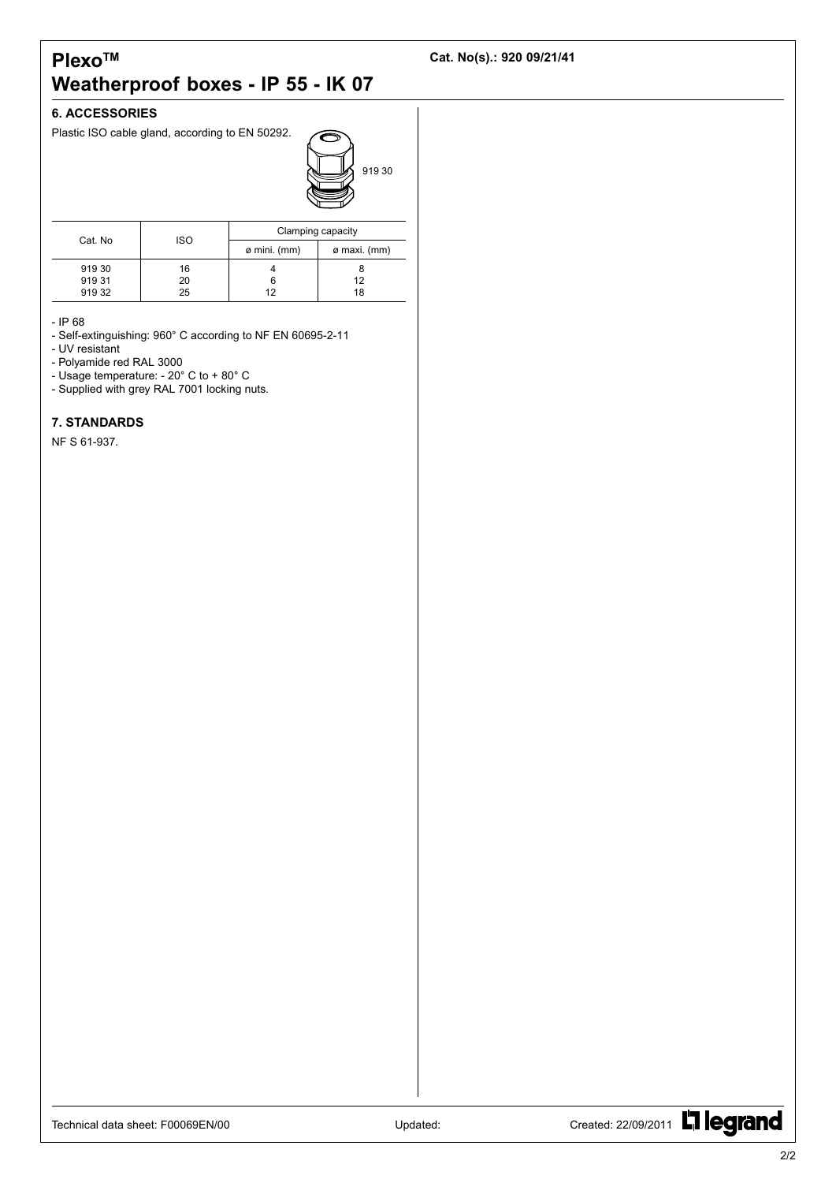# Plexo™

# Weatherproof boxes - IP 55 - IK 07

Cat. No(s).: 920 09/21/41

## 6. ACCESSORIES

Plastic ISO cable gland, according to EN 50292.

919 30

| Cat. No | ISO | Clamping capacity | |
|---|---|---|---|
| | | ø mini. (mm) | ø maxi. (mm) |
| 919 30 | 16 | 4 | 8 |
| 919 31 | 20 | 6 | 12 |
| 919 32 | 25 | 12 | 18 |

- IP 68
- Self-extinguishing: 960° C according to NF EN 60695-2-11
- UV resistant
- Polyamide red RAL 3000
- Usage temperature: - 20° C to + 80° C
- Supplied with grey RAL 7001 locking nuts.

## 7. STANDARDS

NF S 61-937.

Technical data sheet: F00069EN/00 Updated: Created: 22/09/2011